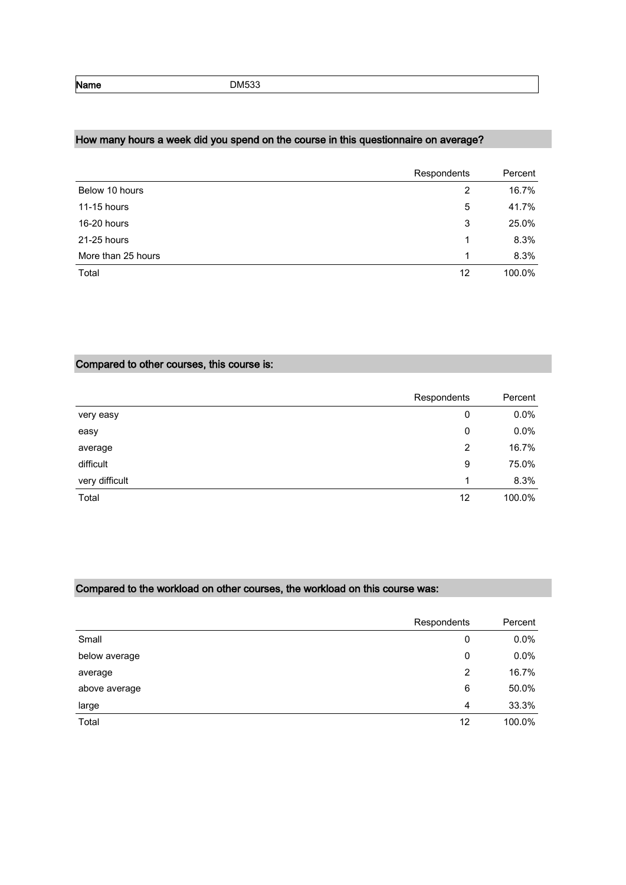| Name | DM533 |
| --- | --- |

## How many hours a week did you spend on the course in this questionnaire on average?

| | Respondents | Percent |
| --- | --- | --- |
| Below 10 hours | 2 | 16.7% |
| 11-15 hours | 5 | 41.7% |
| 16-20 hours | 3 | 25.0% |
| 21-25 hours | 1 | 8.3% |
| More than 25 hours | 1 | 8.3% |
| Total | 12 | 100.0% |

## Compared to other courses, this course is:

| | Respondents | Percent |
| --- | --- | --- |
| very easy | 0 | 0.0% |
| easy | 0 | 0.0% |
| average | 2 | 16.7% |
| difficult | 9 | 75.0% |
| very difficult | 1 | 8.3% |
| Total | 12 | 100.0% |

## Compared to the workload on other courses, the workload on this course was:

| | Respondents | Percent |
| --- | --- | --- |
| Small | 0 | 0.0% |
| below average | 0 | 0.0% |
| average | 2 | 16.7% |
| above average | 6 | 50.0% |
| large | 4 | 33.3% |
| Total | 12 | 100.0% |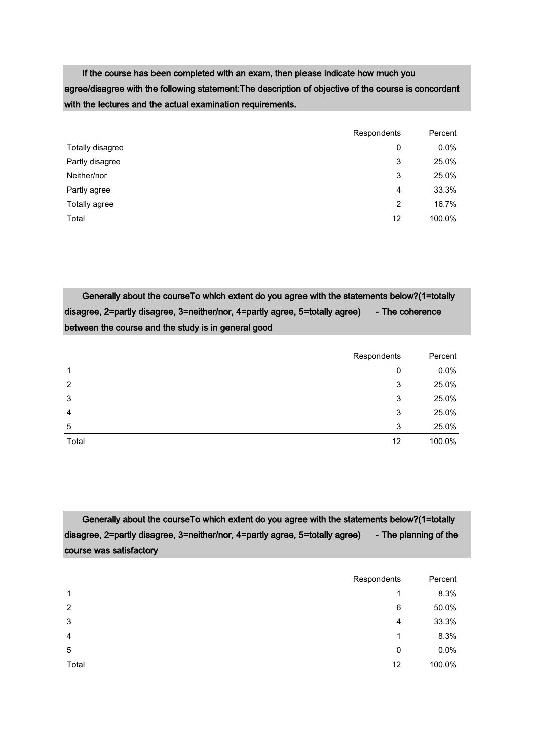**If the course has been completed with an exam, then please indicate how much you agree/disagree with the following statement:The description of objective of the course is concordant with the lectures and the actual examination requirements.**

| | Respondents | Percent |
|---|---|---|
| Totally disagree | 0 | 0.0% |
| Partly disagree | 3 | 25.0% |
| Neither/nor | 3 | 25.0% |
| Partly agree | 4 | 33.3% |
| Totally agree | 2 | 16.7% |
| Total | 12 | 100.0% |

**Generally about the courseTo which extent do you agree with the statements below?(1=totally disagree, 2=partly disagree, 3=neither/nor, 4=partly agree, 5=totally agree) - The coherence between the course and the study is in general good**

| | Respondents | Percent |
|---|---|---|
| 1 | 0 | 0.0% |
| 2 | 3 | 25.0% |
| 3 | 3 | 25.0% |
| 4 | 3 | 25.0% |
| 5 | 3 | 25.0% |
| Total | 12 | 100.0% |

**Generally about the courseTo which extent do you agree with the statements below?(1=totally disagree, 2=partly disagree, 3=neither/nor, 4=partly agree, 5=totally agree) - The planning of the course was satisfactory**

| | Respondents | Percent |
|---|---|---|
| 1 | 1 | 8.3% |
| 2 | 6 | 50.0% |
| 3 | 4 | 33.3% |
| 4 | 1 | 8.3% |
| 5 | 0 | 0.0% |
| Total | 12 | 100.0% |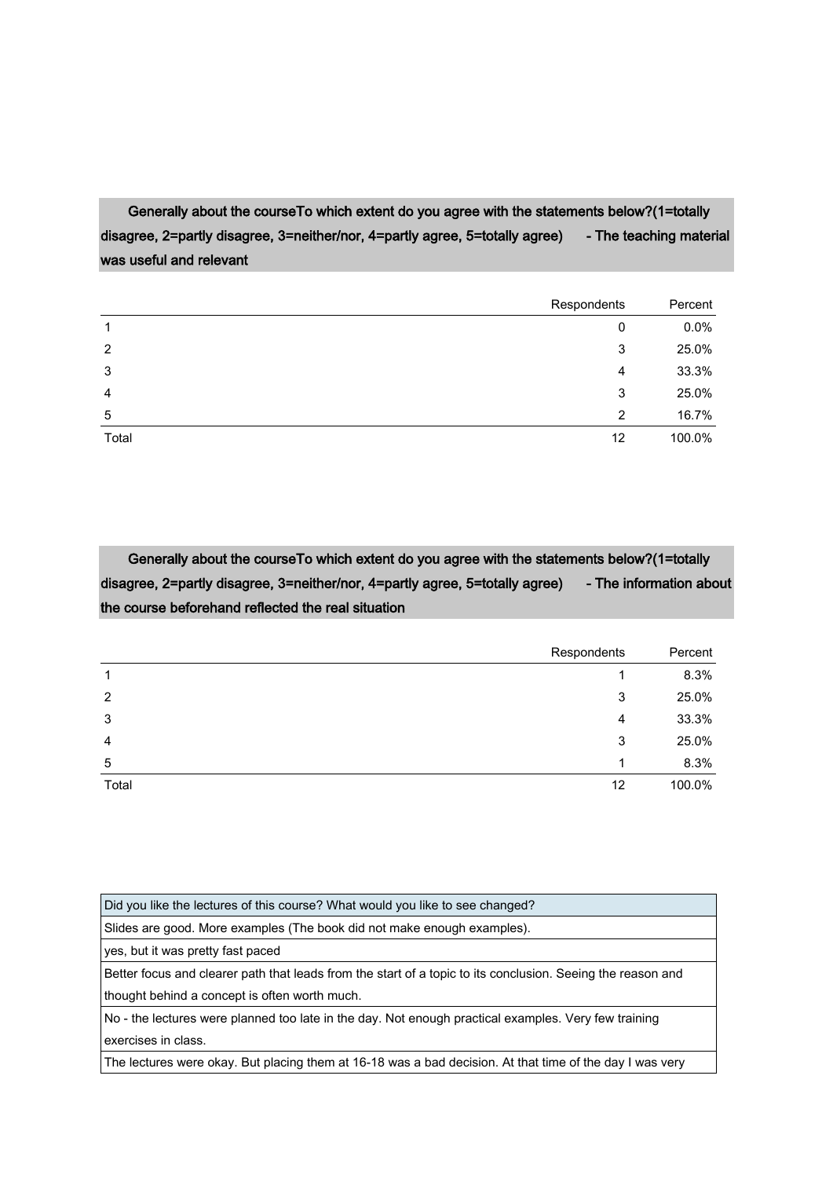**Generally about the courseTo which extent do you agree with the statements below?(1=totally disagree, 2=partly disagree, 3=neither/nor, 4=partly agree, 5=totally agree) - The teaching material was useful and relevant**

| | Respondents | Percent |
|---|---|---|
| 1 | 0 | 0.0% |
| 2 | 3 | 25.0% |
| 3 | 4 | 33.3% |
| 4 | 3 | 25.0% |
| 5 | 2 | 16.7% |
| Total | 12 | 100.0% |

**Generally about the courseTo which extent do you agree with the statements below?(1=totally disagree, 2=partly disagree, 3=neither/nor, 4=partly agree, 5=totally agree) - The information about the course beforehand reflected the real situation**

| | Respondents | Percent |
|---|---|---|
| 1 | 1 | 8.3% |
| 2 | 3 | 25.0% |
| 3 | 4 | 33.3% |
| 4 | 3 | 25.0% |
| 5 | 1 | 8.3% |
| Total | 12 | 100.0% |

| Did you like the lectures of this course? What would you like to see changed? |
|---|
| Slides are good. More examples (The book did not make enough examples). |
| yes, but it was pretty fast paced |
| Better focus and clearer path that leads from the start of a topic to its conclusion. Seeing the reason and thought behind a concept is often worth much. |
| No - the lectures were planned too late in the day. Not enough practical examples. Very few training exercises in class. |
| The lectures were okay. But placing them at 16-18 was a bad decision. At that time of the day I was very |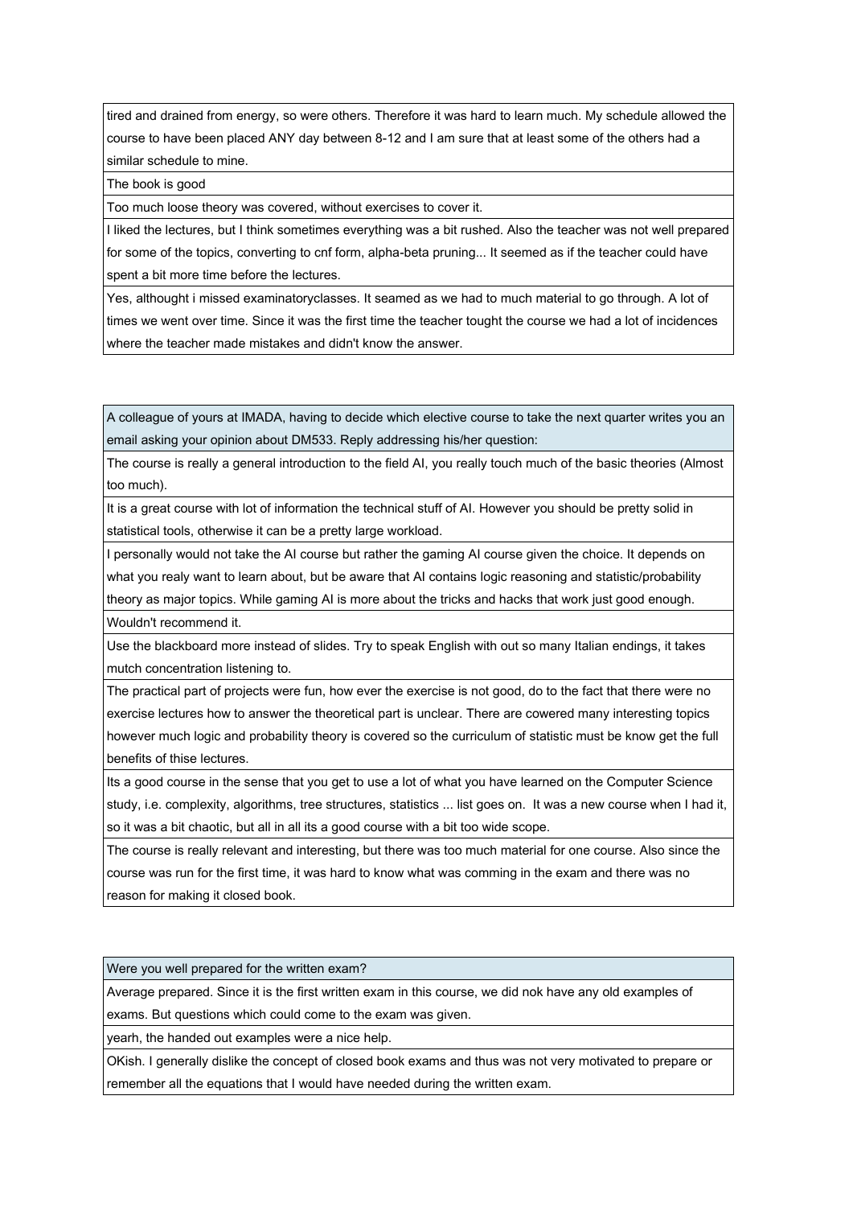| |
|---|
| tired and drained from energy, so were others. Therefore it was hard to learn much. My schedule allowed the course to have been placed ANY day between 8-12 and I am sure that at least some of the others had a similar schedule to mine. |
| The book is good |
| Too much loose theory was covered, without exercises to cover it. |
| I liked the lectures, but I think sometimes everything was a bit rushed. Also the teacher was not well prepared for some of the topics, converting to cnf form, alpha-beta pruning... It seemed as if the teacher could have spent a bit more time before the lectures. |
| Yes, althought i missed examinatoryclasses. It seamed as we had to much material to go through. A lot of times we went over time. Since it was the first time the teacher tought the course we had a lot of incidences where the teacher made mistakes and didn't know the answer. |

| A colleague of yours at IMADA, having to decide which elective course to take the next quarter writes you an email asking your opinion about DM533. Reply addressing his/her question: |
|---|
| The course is really a general introduction to the field AI, you really touch much of the basic theories (Almost too much). |
| It is a great course with lot of information the technical stuff of AI. However you should be pretty solid in statistical tools, otherwise it can be a pretty large workload. |
| I personally would not take the AI course but rather the gaming AI course given the choice. It depends on what you realy want to learn about, but be aware that AI contains logic reasoning and statistic/probability theory as major topics. While gaming AI is more about the tricks and hacks that work just good enough. |
| Wouldn't recommend it. |
| Use the blackboard more instead of slides. Try to speak English with out so many Italian endings, it takes mutch concentration listening to. |
| The practical part of projects were fun, how ever the exercise is not good, do to the fact that there were no exercise lectures how to answer the theoretical part is unclear. There are cowered many interesting topics however much logic and probability theory is covered so the curriculum of statistic must be know get the full benefits of thise lectures. |
| Its a good course in the sense that you get to use a lot of what you have learned on the Computer Science study, i.e. complexity, algorithms, tree structures, statistics ... list goes on. It was a new course when I had it, so it was a bit chaotic, but all in all its a good course with a bit too wide scope. |
| The course is really relevant and interesting, but there was too much material for one course. Also since the course was run for the first time, it was hard to know what was comming in the exam and there was no reason for making it closed book. |

| Were you well prepared for the written exam? |
|---|
| Average prepared. Since it is the first written exam in this course, we did nok have any old examples of exams. But questions which could come to the exam was given. |
| yearh, the handed out examples were a nice help. |
| OKish. I generally dislike the concept of closed book exams and thus was not very motivated to prepare or remember all the equations that I would have needed during the written exam. |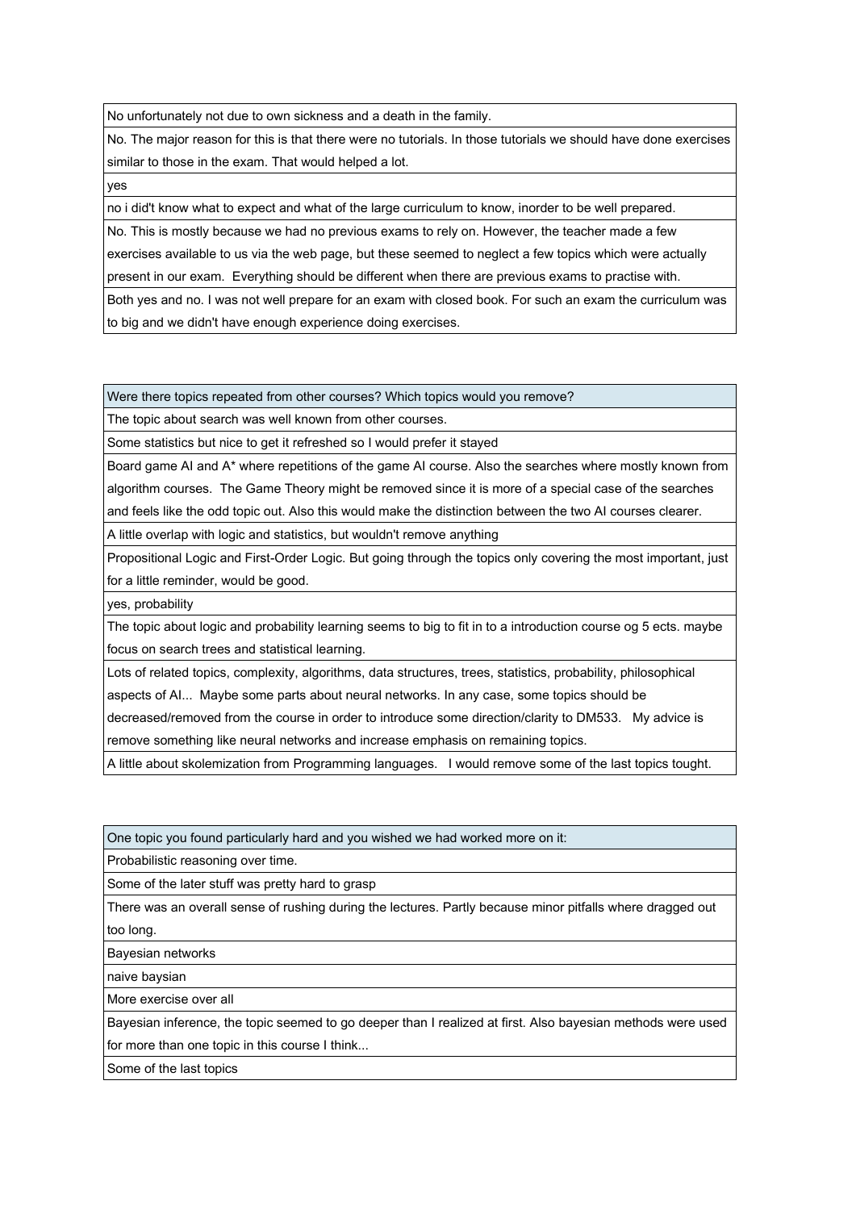| |
|---|
| No unfortunately not due to own sickness and a death in the family. |
| No. The major reason for this is that there were no tutorials. In those tutorials we should have done exercises similar to those in the exam. That would helped a lot. |
| yes |
| no i did't know what to expect and what of the large curriculum to know, inorder to be well prepared. |
| No. This is mostly because we had no previous exams to rely on. However, the teacher made a few exercises available to us via the web page, but these seemed to neglect a few topics which were actually present in our exam. Everything should be different when there are previous exams to practise with. |
| Both yes and no. I was not well prepare for an exam with closed book. For such an exam the curriculum was to big and we didn't have enough experience doing exercises. |

| Were there topics repeated from other courses? Which topics would you remove? |
|---|
| The topic about search was well known from other courses. |
| Some statistics but nice to get it refreshed so I would prefer it stayed |
| Board game AI and A* where repetitions of the game AI course. Also the searches where mostly known from algorithm courses. The Game Theory might be removed since it is more of a special case of the searches and feels like the odd topic out. Also this would make the distinction between the two AI courses clearer. |
| A little overlap with logic and statistics, but wouldn't remove anything |
| Propositional Logic and First-Order Logic. But going through the topics only covering the most important, just for a little reminder, would be good. |
| yes, probability |
| The topic about logic and probability learning seems to big to fit in to a introduction course og 5 ects. maybe focus on search trees and statistical learning. |
| Lots of related topics, complexity, algorithms, data structures, trees, statistics, probability, philosophical aspects of AI... Maybe some parts about neural networks. In any case, some topics should be decreased/removed from the course in order to introduce some direction/clarity to DM533. My advice is remove something like neural networks and increase emphasis on remaining topics. |
| A little about skolemization from Programming languages. I would remove some of the last topics tought. |

| One topic you found particularly hard and you wished we had worked more on it: |
|---|
| Probabilistic reasoning over time. |
| Some of the later stuff was pretty hard to grasp |
| There was an overall sense of rushing during the lectures. Partly because minor pitfalls where dragged out too long. |
| Bayesian networks |
| naive baysian |
| More exercise over all |
| Bayesian inference, the topic seemed to go deeper than I realized at first. Also bayesian methods were used for more than one topic in this course I think... |
| Some of the last topics |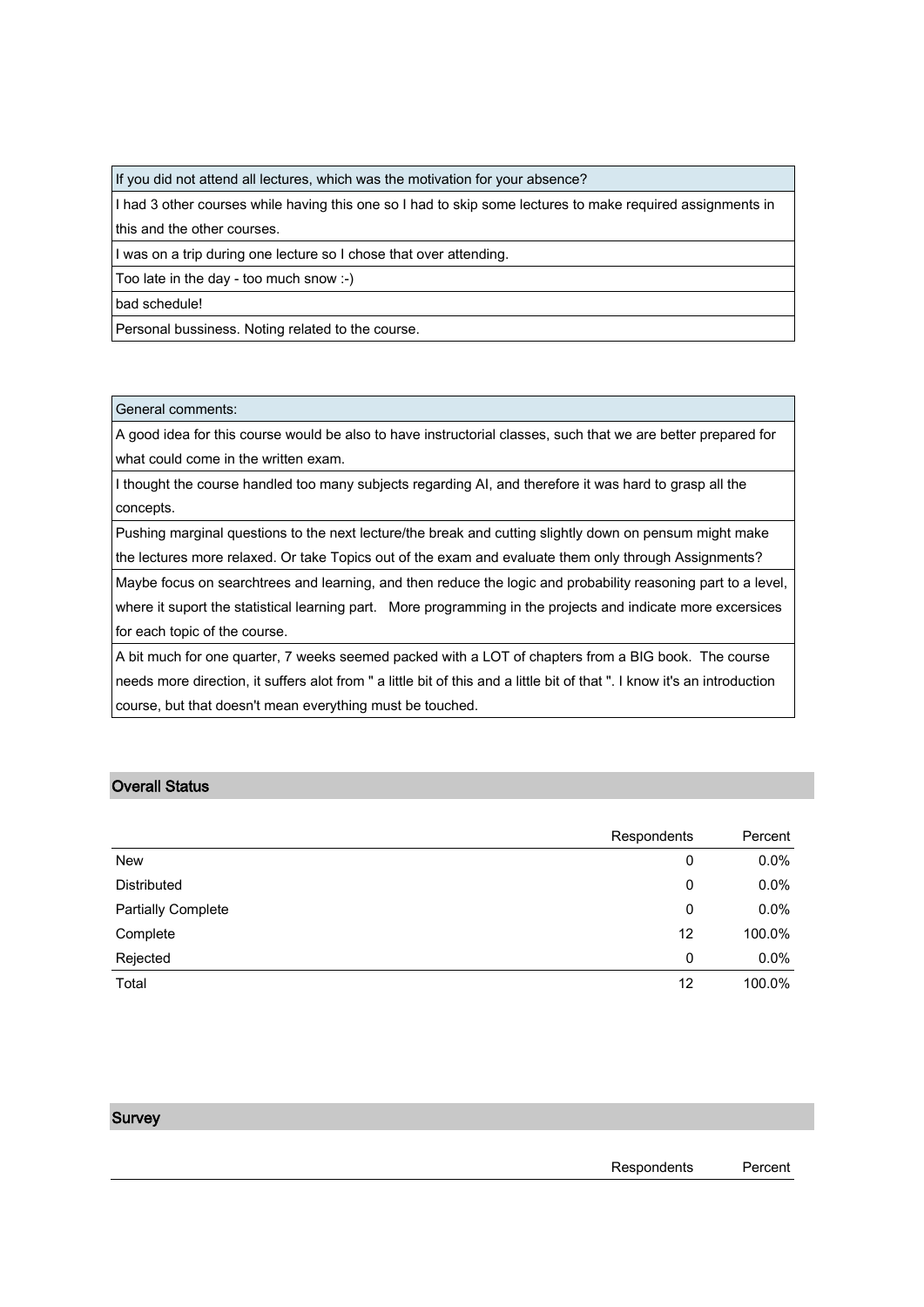| If you did not attend all lectures, which was the motivation for your absence? |
|---|
| I had 3 other courses while having this one so I had to skip some lectures to make required assignments in this and the other courses. |
| I was on a trip during one lecture so I chose that over attending. |
| Too late in the day - too much snow :-) |
| bad schedule! |
| Personal bussiness. Noting related to the course. |

| General comments: |
|---|
| A good idea for this course would be also to have instructorial classes, such that we are better prepared for what could come in the written exam. |
| I thought the course handled too many subjects regarding AI, and therefore it was hard to grasp all the concepts. |
| Pushing marginal questions to the next lecture/the break and cutting slightly down on pensum might make the lectures more relaxed. Or take Topics out of the exam and evaluate them only through Assignments? |
| Maybe focus on searchtrees and learning, and then reduce the logic and probability reasoning part to a level, where it suport the statistical learning part. More programming in the projects and indicate more excersices for each topic of the course. |
| A bit much for one quarter, 7 weeks seemed packed with a LOT of chapters from a BIG book. The course needs more direction, it suffers alot from " a little bit of this and a little bit of that ". I know it's an introduction course, but that doesn't mean everything must be touched. |

## Overall Status

| | Respondents | Percent |
|---|---|---|
| New | 0 | 0.0% |
| Distributed | 0 | 0.0% |
| Partially Complete | 0 | 0.0% |
| Complete | 12 | 100.0% |
| Rejected | 0 | 0.0% |
| Total | 12 | 100.0% |

## Survey

| | Respondents | Percent |
|---|---|---|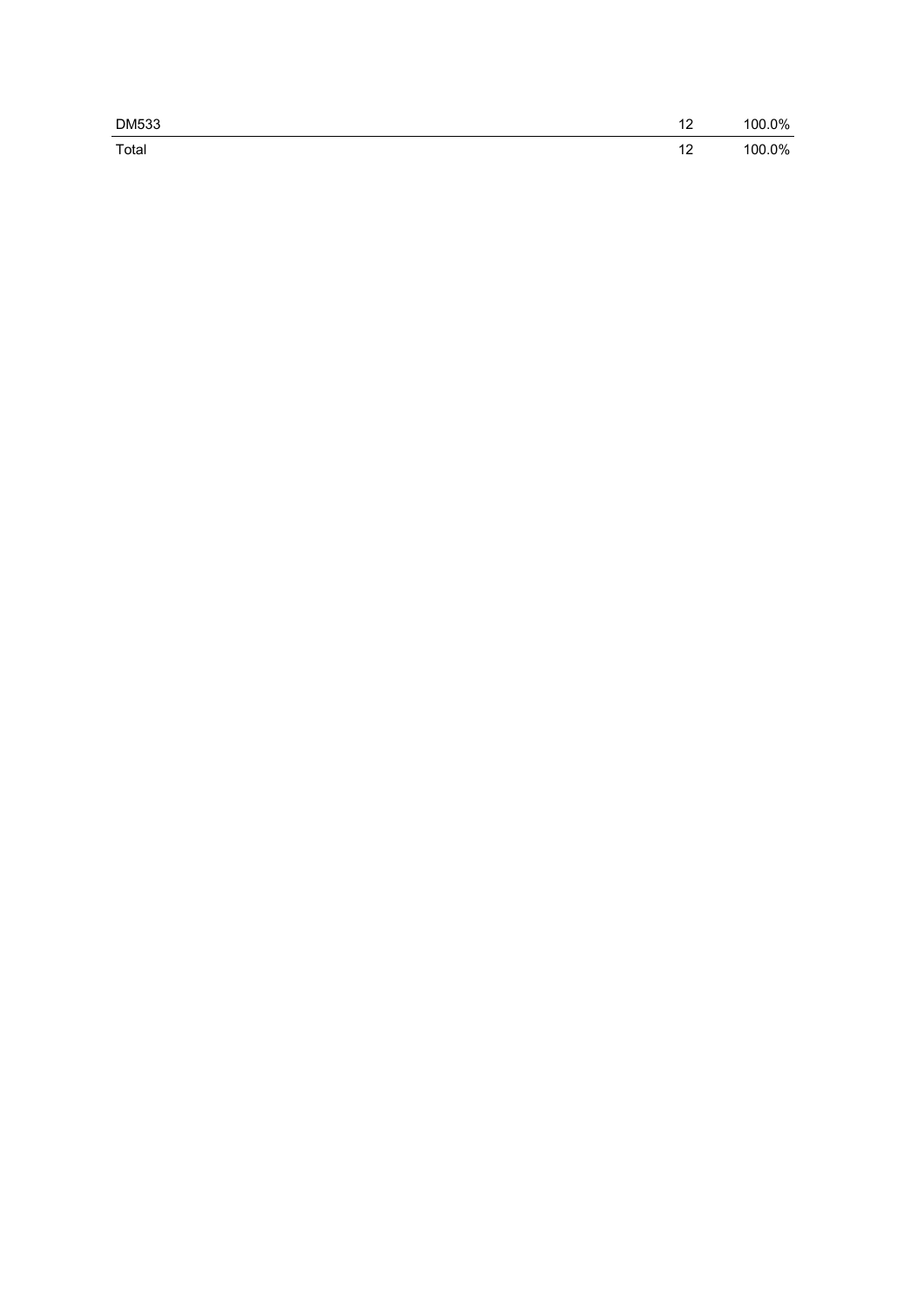| | | |
|---|---|---|
| DM533 | 12 | 100.0% |
| Total | 12 | 100.0% |